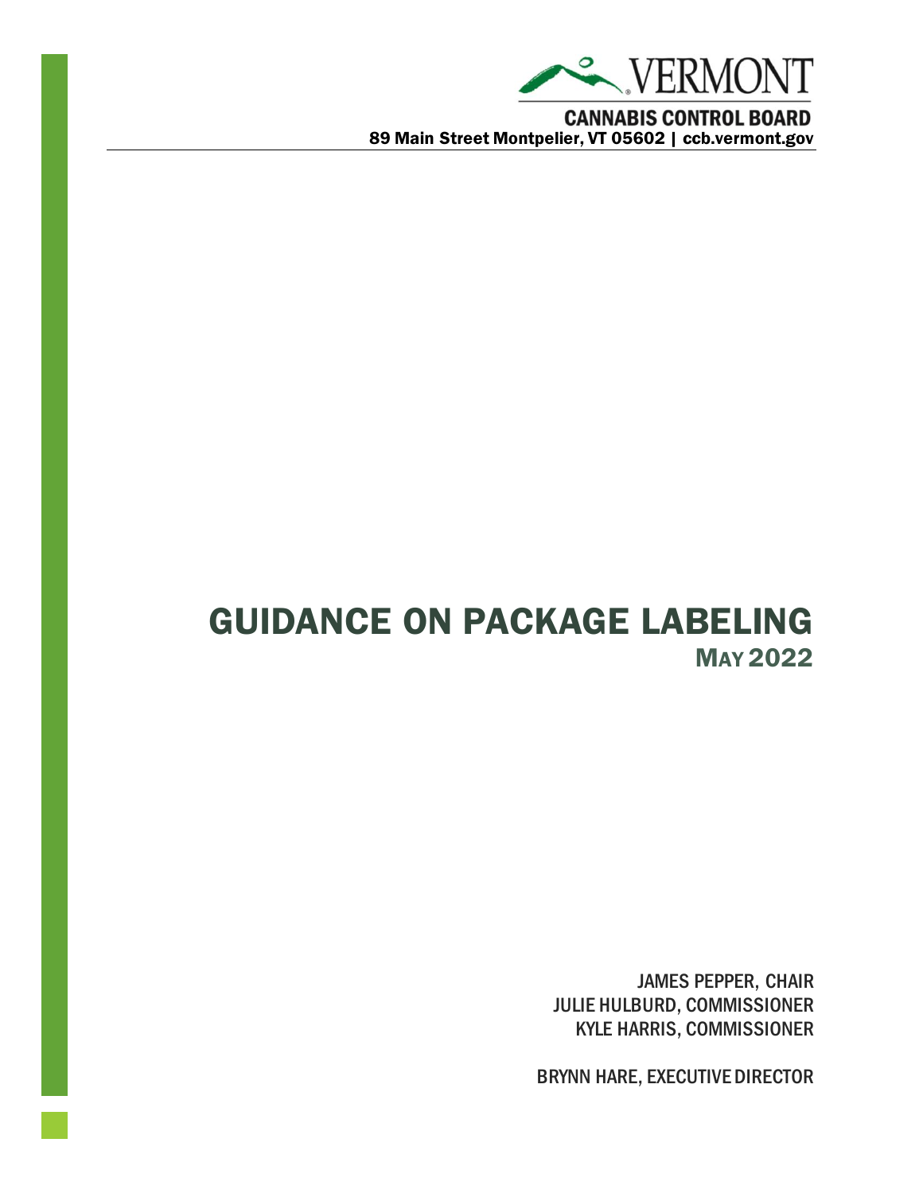VERMONT

CANNABIS CONTROL BOARD

89 Main Street Montpelier, VT 05602 | ccb.vermont.gov

# GUIDANCE ON PACKAGE LABELING

## MAY 2022

JAMES PEPPER, CHAIR
JULIE HULBURD, COMMISSIONER
KYLE HARRIS, COMMISSIONER

BRYNN HARE, EXECUTIVE DIRECTOR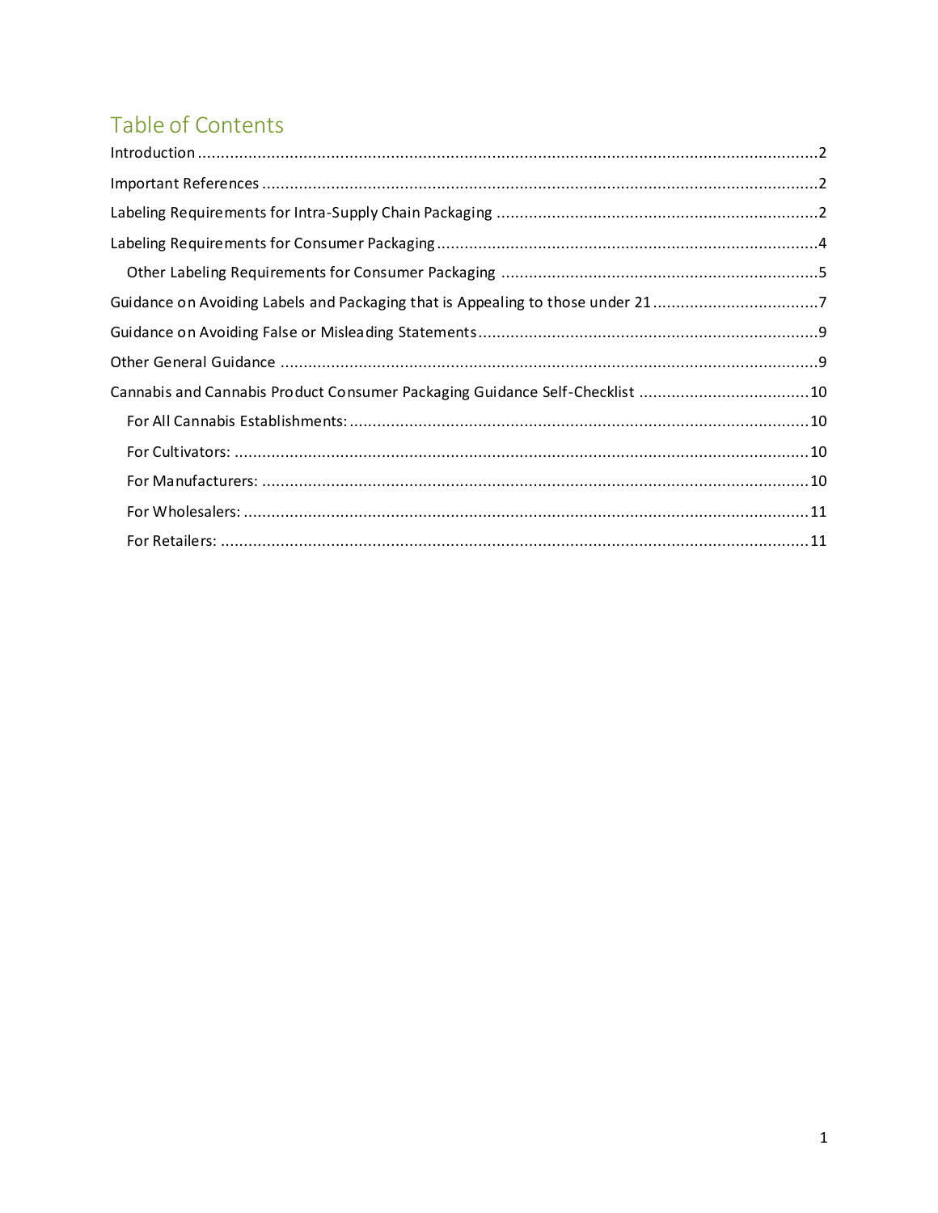## Table of Contents

- Introduction ........ 2
- Important References ........ 2
- Labeling Requirements for Intra-Supply Chain Packaging ........ 2
- Labeling Requirements for Consumer Packaging ........ 4
  - Other Labeling Requirements for Consumer Packaging ........ 5
- Guidance on Avoiding Labels and Packaging that is Appealing to those under 21 ........ 7
- Guidance on Avoiding False or Misleading Statements ........ 9
- Other General Guidance ........ 9
- Cannabis and Cannabis Product Consumer Packaging Guidance Self-Checklist ........ 10
  - For All Cannabis Establishments: ........ 10
  - For Cultivators: ........ 10
  - For Manufacturers: ........ 10
  - For Wholesalers: ........ 11
  - For Retailers: ........ 11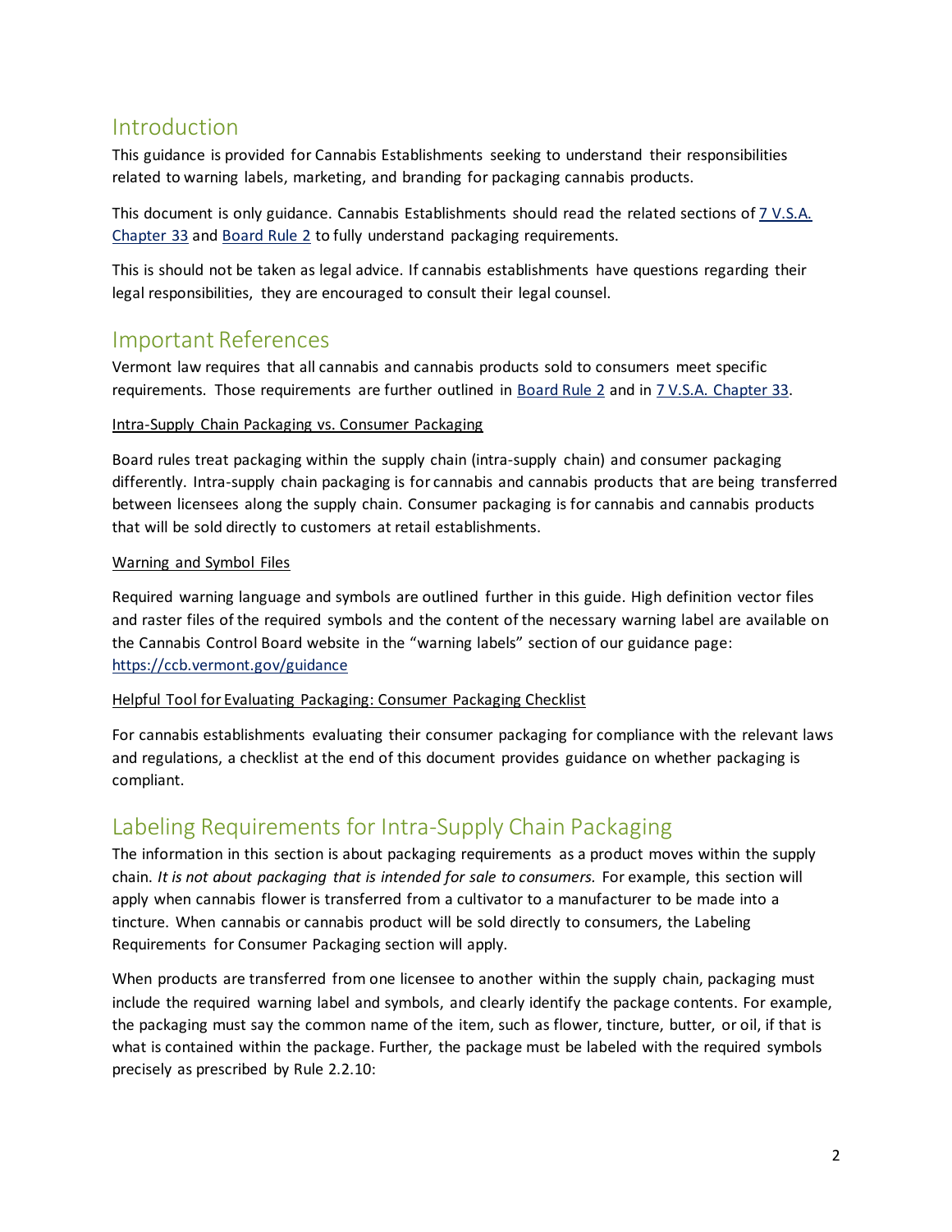## Introduction

This guidance is provided for Cannabis Establishments seeking to understand their responsibilities related to warning labels, marketing, and branding for packaging cannabis products.

This document is only guidance. Cannabis Establishments should read the related sections of [7 V.S.A. Chapter 33](#) and [Board Rule 2](#) to fully understand packaging requirements.

This is should not be taken as legal advice. If cannabis establishments have questions regarding their legal responsibilities, they are encouraged to consult their legal counsel.

## Important References

Vermont law requires that all cannabis and cannabis products sold to consumers meet specific requirements. Those requirements are further outlined in [Board Rule 2](#) and in [7 V.S.A. Chapter 33](#).

<u>Intra-Supply Chain Packaging vs. Consumer Packaging</u>

Board rules treat packaging within the supply chain (intra-supply chain) and consumer packaging differently. Intra-supply chain packaging is for cannabis and cannabis products that are being transferred between licensees along the supply chain. Consumer packaging is for cannabis and cannabis products that will be sold directly to customers at retail establishments.

<u>Warning and Symbol Files</u>

Required warning language and symbols are outlined further in this guide. High definition vector files and raster files of the required symbols and the content of the necessary warning label are available on the Cannabis Control Board website in the "warning labels" section of our guidance page: https://ccb.vermont.gov/guidance

<u>Helpful Tool for Evaluating Packaging: Consumer Packaging Checklist</u>

For cannabis establishments evaluating their consumer packaging for compliance with the relevant laws and regulations, a checklist at the end of this document provides guidance on whether packaging is compliant.

## Labeling Requirements for Intra-Supply Chain Packaging

The information in this section is about packaging requirements as a product moves within the supply chain. *It is not about packaging that is intended for sale to consumers.* For example, this section will apply when cannabis flower is transferred from a cultivator to a manufacturer to be made into a tincture. When cannabis or cannabis product will be sold directly to consumers, the Labeling Requirements for Consumer Packaging section will apply.

When products are transferred from one licensee to another within the supply chain, packaging must include the required warning label and symbols, and clearly identify the package contents. For example, the packaging must say the common name of the item, such as flower, tincture, butter, or oil, if that is what is contained within the package. Further, the package must be labeled with the required symbols precisely as prescribed by Rule 2.2.10: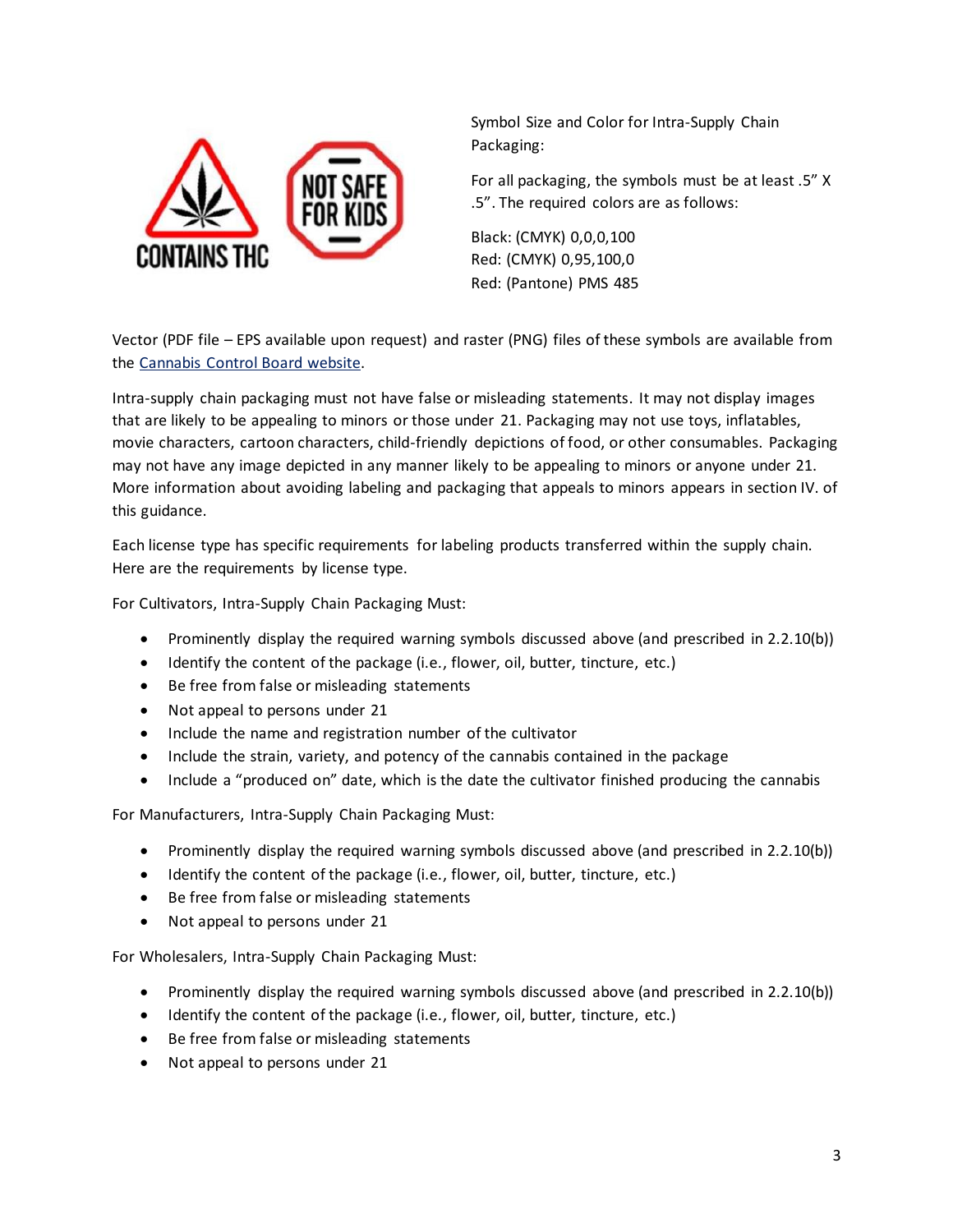Symbol Size and Color for Intra-Supply Chain Packaging:

For all packaging, the symbols must be at least .5" X .5". The required colors are as follows:

Black: (CMYK) 0,0,0,100
Red: (CMYK) 0,95,100,0
Red: (Pantone) PMS 485

Vector (PDF file – EPS available upon request) and raster (PNG) files of these symbols are available from the Cannabis Control Board website.

Intra-supply chain packaging must not have false or misleading statements. It may not display images that are likely to be appealing to minors or those under 21. Packaging may not use toys, inflatables, movie characters, cartoon characters, child-friendly depictions of food, or other consumables. Packaging may not have any image depicted in any manner likely to be appealing to minors or anyone under 21. More information about avoiding labeling and packaging that appeals to minors appears in section IV. of this guidance.

Each license type has specific requirements for labeling products transferred within the supply chain. Here are the requirements by license type.

For Cultivators, Intra-Supply Chain Packaging Must:

- Prominently display the required warning symbols discussed above (and prescribed in 2.2.10(b))
- Identify the content of the package (i.e., flower, oil, butter, tincture, etc.)
- Be free from false or misleading statements
- Not appeal to persons under 21
- Include the name and registration number of the cultivator
- Include the strain, variety, and potency of the cannabis contained in the package
- Include a "produced on" date, which is the date the cultivator finished producing the cannabis

For Manufacturers, Intra-Supply Chain Packaging Must:

- Prominently display the required warning symbols discussed above (and prescribed in 2.2.10(b))
- Identify the content of the package (i.e., flower, oil, butter, tincture, etc.)
- Be free from false or misleading statements
- Not appeal to persons under 21

For Wholesalers, Intra-Supply Chain Packaging Must:

- Prominently display the required warning symbols discussed above (and prescribed in 2.2.10(b))
- Identify the content of the package (i.e., flower, oil, butter, tincture, etc.)
- Be free from false or misleading statements
- Not appeal to persons under 21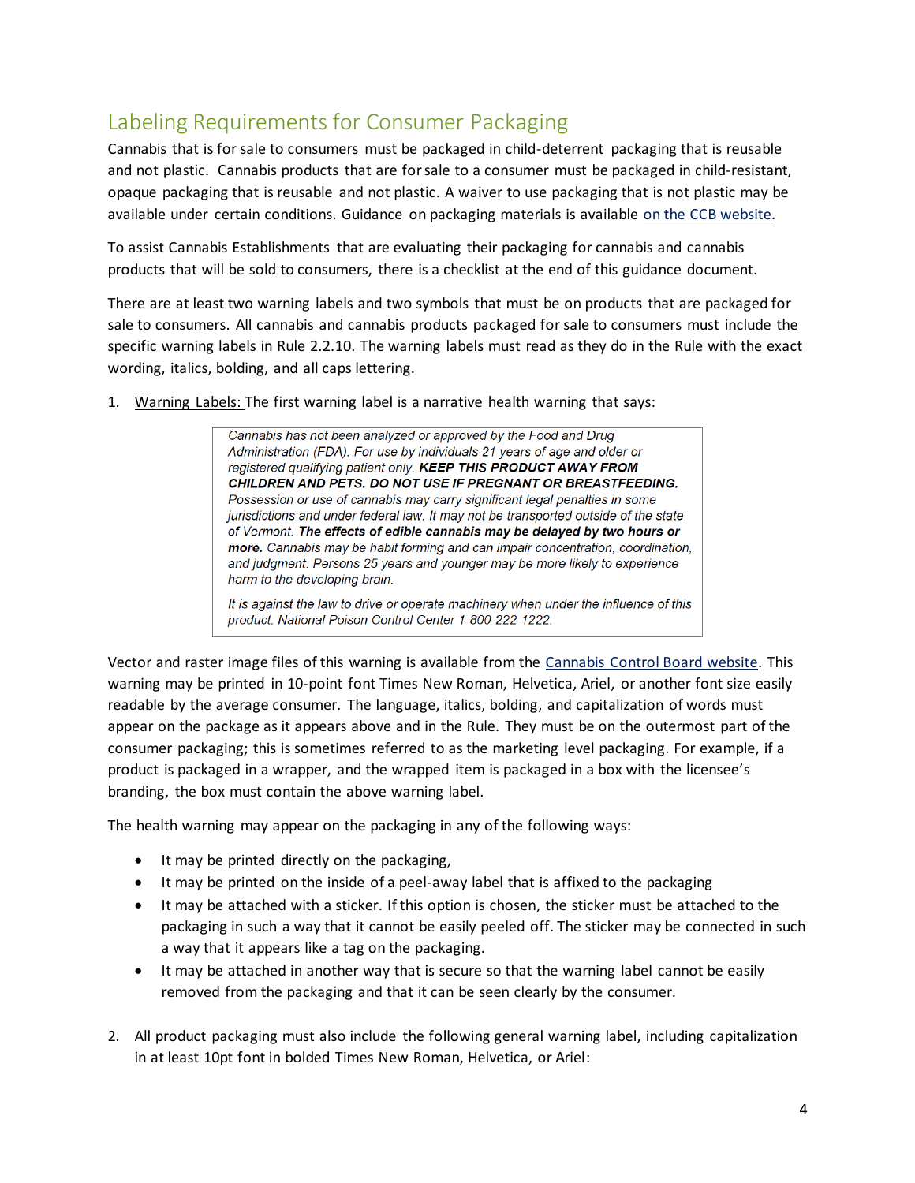## Labeling Requirements for Consumer Packaging

Cannabis that is for sale to consumers must be packaged in child-deterrent packaging that is reusable and not plastic. Cannabis products that are for sale to a consumer must be packaged in child-resistant, opaque packaging that is reusable and not plastic. A waiver to use packaging that is not plastic may be available under certain conditions. Guidance on packaging materials is available on the CCB website.

To assist Cannabis Establishments that are evaluating their packaging for cannabis and cannabis products that will be sold to consumers, there is a checklist at the end of this guidance document.

There are at least two warning labels and two symbols that must be on products that are packaged for sale to consumers. All cannabis and cannabis products packaged for sale to consumers must include the specific warning labels in Rule 2.2.10. The warning labels must read as they do in the Rule with the exact wording, italics, bolding, and all caps lettering.

1. Warning Labels: The first warning label is a narrative health warning that says:

> *Cannabis has not been analyzed or approved by the Food and Drug Administration (FDA). For use by individuals 21 years of age and older or registered qualifying patient only.* ***KEEP THIS PRODUCT AWAY FROM CHILDREN AND PETS. DO NOT USE IF PREGNANT OR BREASTFEEDING.*** *Possession or use of cannabis may carry significant legal penalties in some jurisdictions and under federal law. It may not be transported outside of the state of Vermont.* ***The effects of edible cannabis may be delayed by two hours or more.*** *Cannabis may be habit forming and can impair concentration, coordination, and judgment. Persons 25 years and younger may be more likely to experience harm to the developing brain.*
>
> *It is against the law to drive or operate machinery when under the influence of this product. National Poison Control Center 1-800-222-1222.*

Vector and raster image files of this warning is available from the Cannabis Control Board website. This warning may be printed in 10-point font Times New Roman, Helvetica, Ariel, or another font size easily readable by the average consumer. The language, italics, bolding, and capitalization of words must appear on the package as it appears above and in the Rule. They must be on the outermost part of the consumer packaging; this is sometimes referred to as the marketing level packaging. For example, if a product is packaged in a wrapper, and the wrapped item is packaged in a box with the licensee's branding, the box must contain the above warning label.

The health warning may appear on the packaging in any of the following ways:

- It may be printed directly on the packaging,
- It may be printed on the inside of a peel-away label that is affixed to the packaging
- It may be attached with a sticker. If this option is chosen, the sticker must be attached to the packaging in such a way that it cannot be easily peeled off. The sticker may be connected in such a way that it appears like a tag on the packaging.
- It may be attached in another way that is secure so that the warning label cannot be easily removed from the packaging and that it can be seen clearly by the consumer.

2. All product packaging must also include the following general warning label, including capitalization in at least 10pt font in bolded Times New Roman, Helvetica, or Ariel: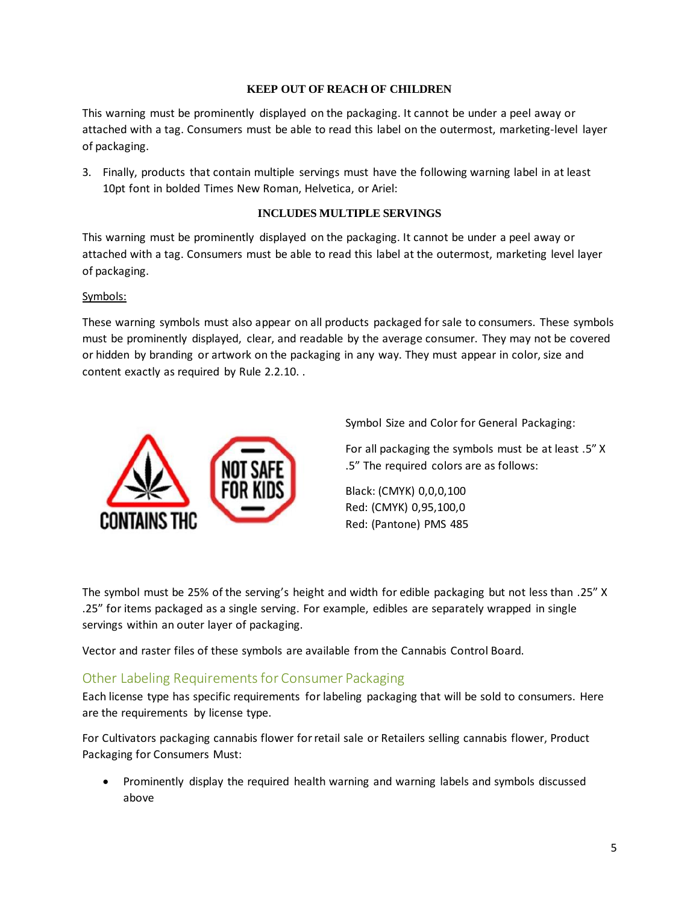**KEEP OUT OF REACH OF CHILDREN**

This warning must be prominently displayed on the packaging. It cannot be under a peel away or attached with a tag. Consumers must be able to read this label on the outermost, marketing-level layer of packaging.

3. Finally, products that contain multiple servings must have the following warning label in at least 10pt font in bolded Times New Roman, Helvetica, or Ariel:

**INCLUDES MULTIPLE SERVINGS**

This warning must be prominently displayed on the packaging. It cannot be under a peel away or attached with a tag. Consumers must be able to read this label at the outermost, marketing level layer of packaging.

Symbols:

These warning symbols must also appear on all products packaged for sale to consumers. These symbols must be prominently displayed, clear, and readable by the average consumer. They may not be covered or hidden by branding or artwork on the packaging in any way. They must appear in color, size and content exactly as required by Rule 2.2.10. .

CONTAINS THC

NOT SAFE FOR KIDS

Symbol Size and Color for General Packaging:

For all packaging the symbols must be at least .5" X .5" The required colors are as follows:

Black: (CMYK) 0,0,0,100
Red: (CMYK) 0,95,100,0
Red: (Pantone) PMS 485

The symbol must be 25% of the serving's height and width for edible packaging but not less than .25" X .25" for items packaged as a single serving. For example, edibles are separately wrapped in single servings within an outer layer of packaging.

Vector and raster files of these symbols are available from the Cannabis Control Board.

## Other Labeling Requirements for Consumer Packaging

Each license type has specific requirements for labeling packaging that will be sold to consumers. Here are the requirements by license type.

For Cultivators packaging cannabis flower for retail sale or Retailers selling cannabis flower, Product Packaging for Consumers Must:

- Prominently display the required health warning and warning labels and symbols discussed above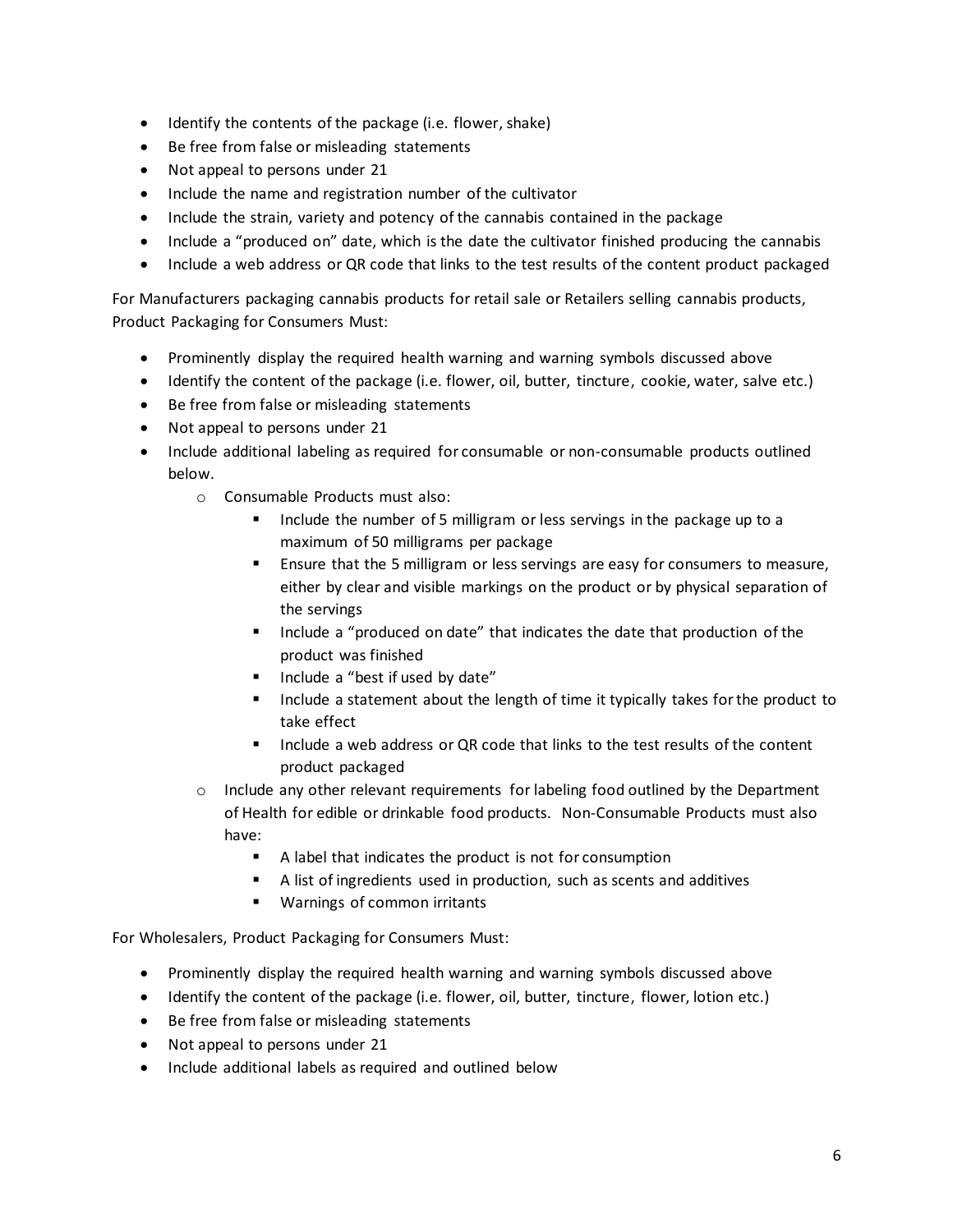- Identify the contents of the package (i.e. flower, shake)
- Be free from false or misleading statements
- Not appeal to persons under 21
- Include the name and registration number of the cultivator
- Include the strain, variety and potency of the cannabis contained in the package
- Include a "produced on" date, which is the date the cultivator finished producing the cannabis
- Include a web address or QR code that links to the test results of the content product packaged

For Manufacturers packaging cannabis products for retail sale or Retailers selling cannabis products, Product Packaging for Consumers Must:

- Prominently display the required health warning and warning symbols discussed above
- Identify the content of the package (i.e. flower, oil, butter, tincture, cookie, water, salve etc.)
- Be free from false or misleading statements
- Not appeal to persons under 21
- Include additional labeling as required for consumable or non-consumable products outlined below.
    - Consumable Products must also:
        - Include the number of 5 milligram or less servings in the package up to a maximum of 50 milligrams per package
        - Ensure that the 5 milligram or less servings are easy for consumers to measure, either by clear and visible markings on the product or by physical separation of the servings
        - Include a "produced on date" that indicates the date that production of the product was finished
        - Include a "best if used by date"
        - Include a statement about the length of time it typically takes for the product to take effect
        - Include a web address or QR code that links to the test results of the content product packaged
    - Include any other relevant requirements for labeling food outlined by the Department of Health for edible or drinkable food products. Non-Consumable Products must also have:
        - A label that indicates the product is not for consumption
        - A list of ingredients used in production, such as scents and additives
        - Warnings of common irritants

For Wholesalers, Product Packaging for Consumers Must:

- Prominently display the required health warning and warning symbols discussed above
- Identify the content of the package (i.e. flower, oil, butter, tincture, flower, lotion etc.)
- Be free from false or misleading statements
- Not appeal to persons under 21
- Include additional labels as required and outlined below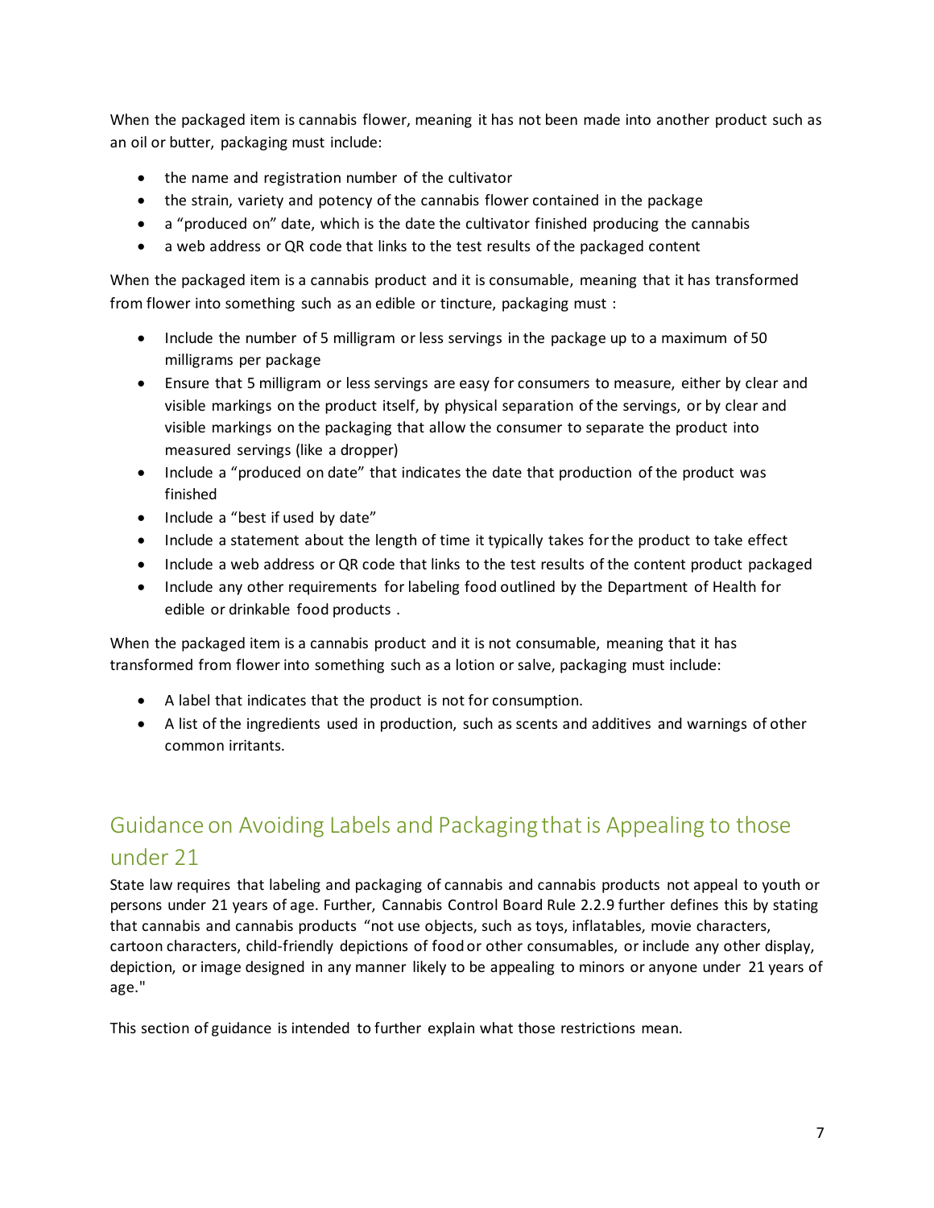When the packaged item is cannabis flower, meaning it has not been made into another product such as an oil or butter, packaging must include:

- the name and registration number of the cultivator
- the strain, variety and potency of the cannabis flower contained in the package
- a "produced on" date, which is the date the cultivator finished producing the cannabis
- a web address or QR code that links to the test results of the packaged content

When the packaged item is a cannabis product and it is consumable, meaning that it has transformed from flower into something such as an edible or tincture, packaging must :

- Include the number of 5 milligram or less servings in the package up to a maximum of 50 milligrams per package
- Ensure that 5 milligram or less servings are easy for consumers to measure, either by clear and visible markings on the product itself, by physical separation of the servings, or by clear and visible markings on the packaging that allow the consumer to separate the product into measured servings (like a dropper)
- Include a "produced on date" that indicates the date that production of the product was finished
- Include a "best if used by date"
- Include a statement about the length of time it typically takes for the product to take effect
- Include a web address or QR code that links to the test results of the content product packaged
- Include any other requirements for labeling food outlined by the Department of Health for edible or drinkable food products .

When the packaged item is a cannabis product and it is not consumable, meaning that it has transformed from flower into something such as a lotion or salve, packaging must include:

- A label that indicates that the product is not for consumption.
- A list of the ingredients used in production, such as scents and additives and warnings of other common irritants.

## Guidance on Avoiding Labels and Packaging that is Appealing to those under 21

State law requires that labeling and packaging of cannabis and cannabis products not appeal to youth or persons under 21 years of age. Further, Cannabis Control Board Rule 2.2.9 further defines this by stating that cannabis and cannabis products "not use objects, such as toys, inflatables, movie characters, cartoon characters, child-friendly depictions of food or other consumables, or include any other display, depiction, or image designed in any manner likely to be appealing to minors or anyone under 21 years of age."

This section of guidance is intended to further explain what those restrictions mean.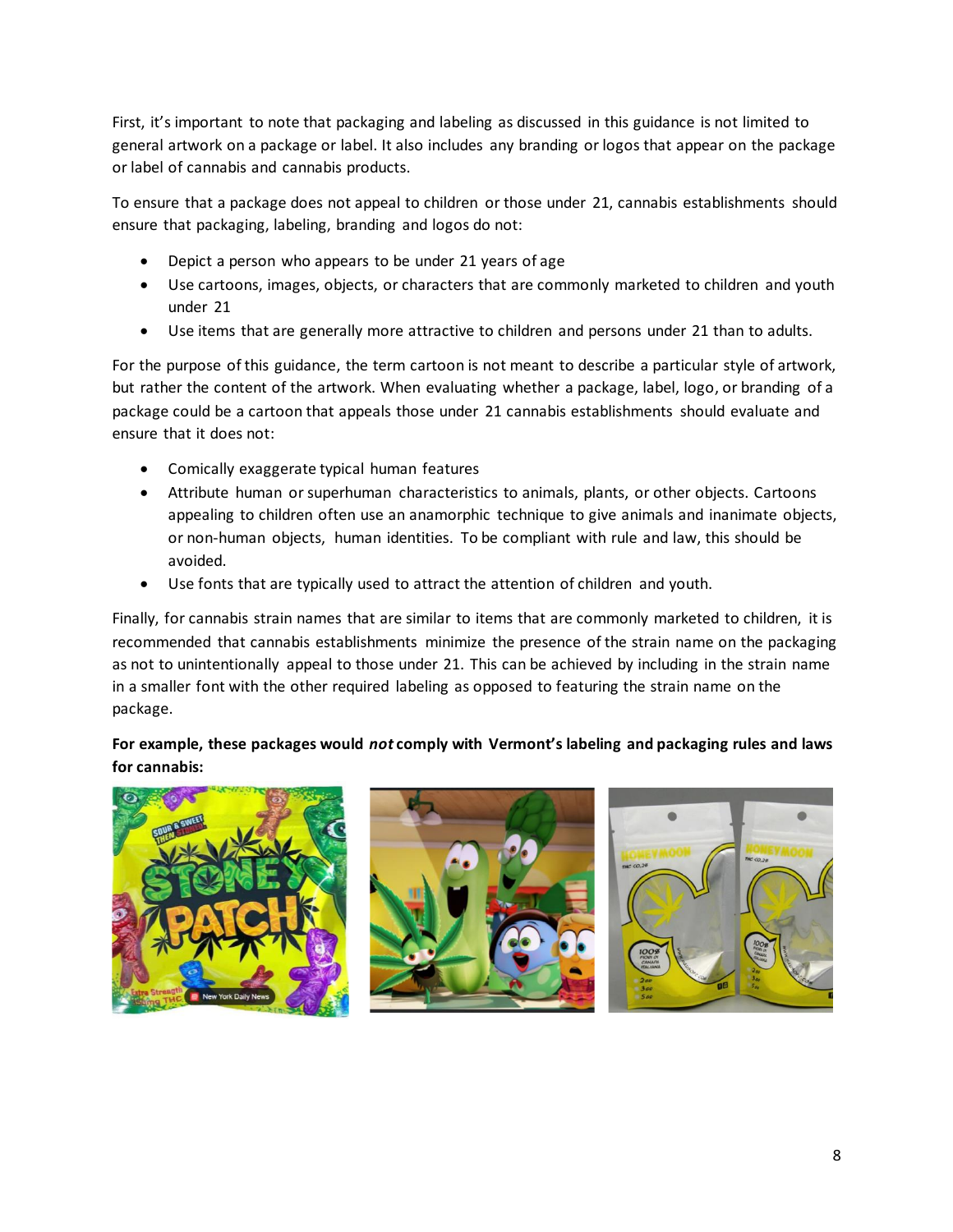First, it's important to note that packaging and labeling as discussed in this guidance is not limited to general artwork on a package or label. It also includes any branding or logos that appear on the package or label of cannabis and cannabis products.

To ensure that a package does not appeal to children or those under 21, cannabis establishments should ensure that packaging, labeling, branding and logos do not:

- Depict a person who appears to be under 21 years of age
- Use cartoons, images, objects, or characters that are commonly marketed to children and youth under 21
- Use items that are generally more attractive to children and persons under 21 than to adults.

For the purpose of this guidance, the term cartoon is not meant to describe a particular style of artwork, but rather the content of the artwork. When evaluating whether a package, label, logo, or branding of a package could be a cartoon that appeals those under 21 cannabis establishments should evaluate and ensure that it does not:

- Comically exaggerate typical human features
- Attribute human or superhuman characteristics to animals, plants, or other objects. Cartoons appealing to children often use an anamorphic technique to give animals and inanimate objects, or non-human objects, human identities. To be compliant with rule and law, this should be avoided.
- Use fonts that are typically used to attract the attention of children and youth.

Finally, for cannabis strain names that are similar to items that are commonly marketed to children, it is recommended that cannabis establishments minimize the presence of the strain name on the packaging as not to unintentionally appeal to those under 21. This can be achieved by including in the strain name in a smaller font with the other required labeling as opposed to featuring the strain name on the package.

**For example, these packages would *not* comply with Vermont's labeling and packaging rules and laws for cannabis:**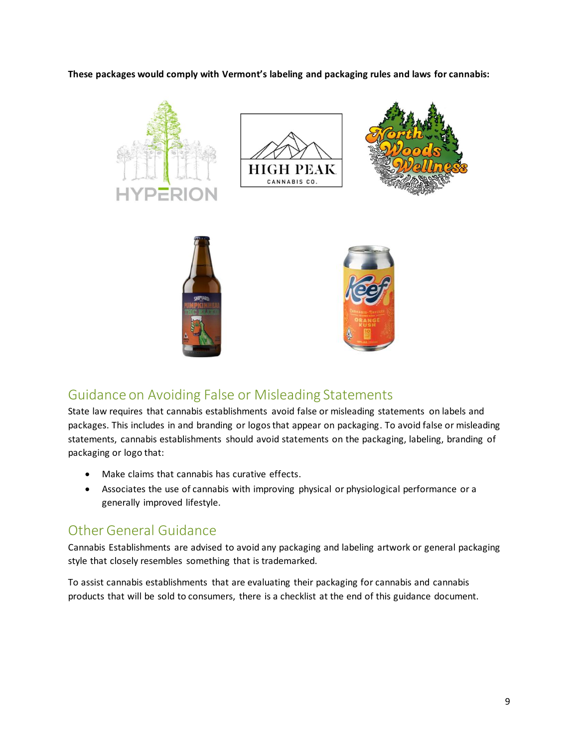**These packages would comply with Vermont's labeling and packaging rules and laws for cannabis:**

## Guidance on Avoiding False or Misleading Statements

State law requires that cannabis establishments avoid false or misleading statements on labels and packages. This includes in and branding or logos that appear on packaging. To avoid false or misleading statements, cannabis establishments should avoid statements on the packaging, labeling, branding of packaging or logo that:

- Make claims that cannabis has curative effects.
- Associates the use of cannabis with improving physical or physiological performance or a generally improved lifestyle.

## Other General Guidance

Cannabis Establishments are advised to avoid any packaging and labeling artwork or general packaging style that closely resembles something that is trademarked.

To assist cannabis establishments that are evaluating their packaging for cannabis and cannabis products that will be sold to consumers, there is a checklist at the end of this guidance document.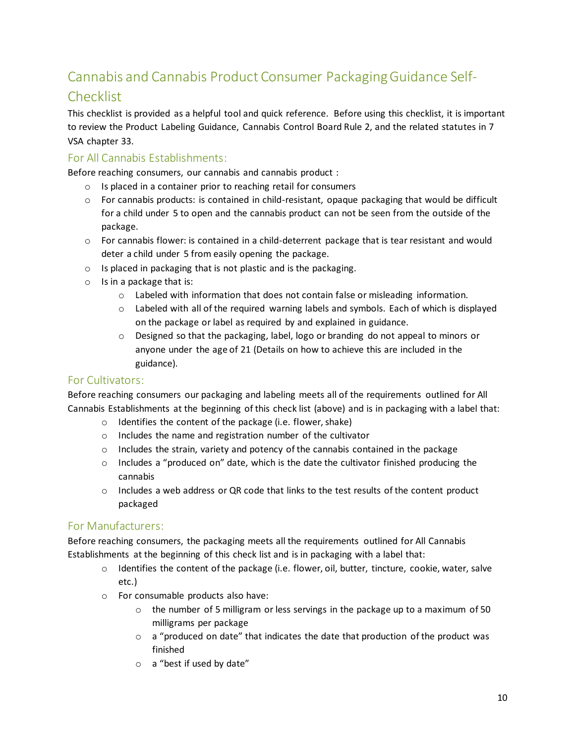## Cannabis and Cannabis Product Consumer Packaging Guidance Self-Checklist

This checklist is provided as a helpful tool and quick reference. Before using this checklist, it is important to review the Product Labeling Guidance, Cannabis Control Board Rule 2, and the related statutes in 7 VSA chapter 33.

### For All Cannabis Establishments:

Before reaching consumers, our cannabis and cannabis product :

- Is placed in a container prior to reaching retail for consumers
- For cannabis products: is contained in child-resistant, opaque packaging that would be difficult for a child under 5 to open and the cannabis product can not be seen from the outside of the package.
- For cannabis flower: is contained in a child-deterrent package that is tear resistant and would deter a child under 5 from easily opening the package.
- Is placed in packaging that is not plastic and is the packaging.
- Is in a package that is:
  - Labeled with information that does not contain false or misleading information.
  - Labeled with all of the required warning labels and symbols. Each of which is displayed on the package or label as required by and explained in guidance.
  - Designed so that the packaging, label, logo or branding do not appeal to minors or anyone under the age of 21 (Details on how to achieve this are included in the guidance).

### For Cultivators:

Before reaching consumers our packaging and labeling meets all of the requirements outlined for All Cannabis Establishments at the beginning of this check list (above) and is in packaging with a label that:

- Identifies the content of the package (i.e. flower, shake)
- Includes the name and registration number of the cultivator
- Includes the strain, variety and potency of the cannabis contained in the package
- Includes a "produced on" date, which is the date the cultivator finished producing the cannabis
- Includes a web address or QR code that links to the test results of the content product packaged

### For Manufacturers:

Before reaching consumers, the packaging meets all the requirements outlined for All Cannabis Establishments at the beginning of this check list and is in packaging with a label that:

- Identifies the content of the package (i.e. flower, oil, butter, tincture, cookie, water, salve etc.)
- For consumable products also have:
  - the number of 5 milligram or less servings in the package up to a maximum of 50 milligrams per package
  - a "produced on date" that indicates the date that production of the product was finished
  - a "best if used by date"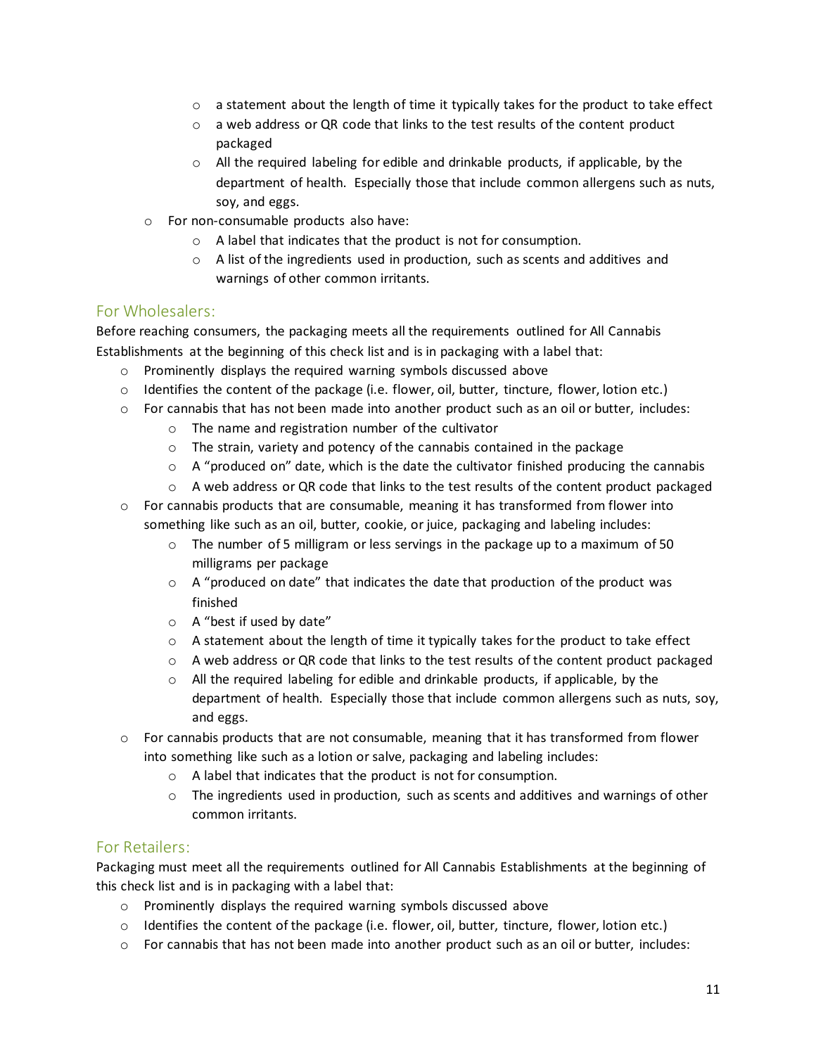- a statement about the length of time it typically takes for the product to take effect
    - a web address or QR code that links to the test results of the content product packaged
    - All the required labeling for edible and drinkable products, if applicable, by the department of health. Especially those that include common allergens such as nuts, soy, and eggs.
- For non-consumable products also have:
    - A label that indicates that the product is not for consumption.
    - A list of the ingredients used in production, such as scents and additives and warnings of other common irritants.

## For Wholesalers:

Before reaching consumers, the packaging meets all the requirements outlined for All Cannabis Establishments at the beginning of this check list and is in packaging with a label that:

- Prominently displays the required warning symbols discussed above
- Identifies the content of the package (i.e. flower, oil, butter, tincture, flower, lotion etc.)
- For cannabis that has not been made into another product such as an oil or butter, includes:
    - The name and registration number of the cultivator
    - The strain, variety and potency of the cannabis contained in the package
    - A "produced on" date, which is the date the cultivator finished producing the cannabis
    - A web address or QR code that links to the test results of the content product packaged
- For cannabis products that are consumable, meaning it has transformed from flower into something like such as an oil, butter, cookie, or juice, packaging and labeling includes:
    - The number of 5 milligram or less servings in the package up to a maximum of 50 milligrams per package
    - A "produced on date" that indicates the date that production of the product was finished
    - A "best if used by date"
    - A statement about the length of time it typically takes for the product to take effect
    - A web address or QR code that links to the test results of the content product packaged
    - All the required labeling for edible and drinkable products, if applicable, by the department of health. Especially those that include common allergens such as nuts, soy, and eggs.
- For cannabis products that are not consumable, meaning that it has transformed from flower into something like such as a lotion or salve, packaging and labeling includes:
    - A label that indicates that the product is not for consumption.
    - The ingredients used in production, such as scents and additives and warnings of other common irritants.

## For Retailers:

Packaging must meet all the requirements outlined for All Cannabis Establishments at the beginning of this check list and is in packaging with a label that:

- Prominently displays the required warning symbols discussed above
- Identifies the content of the package (i.e. flower, oil, butter, tincture, flower, lotion etc.)
- For cannabis that has not been made into another product such as an oil or butter, includes: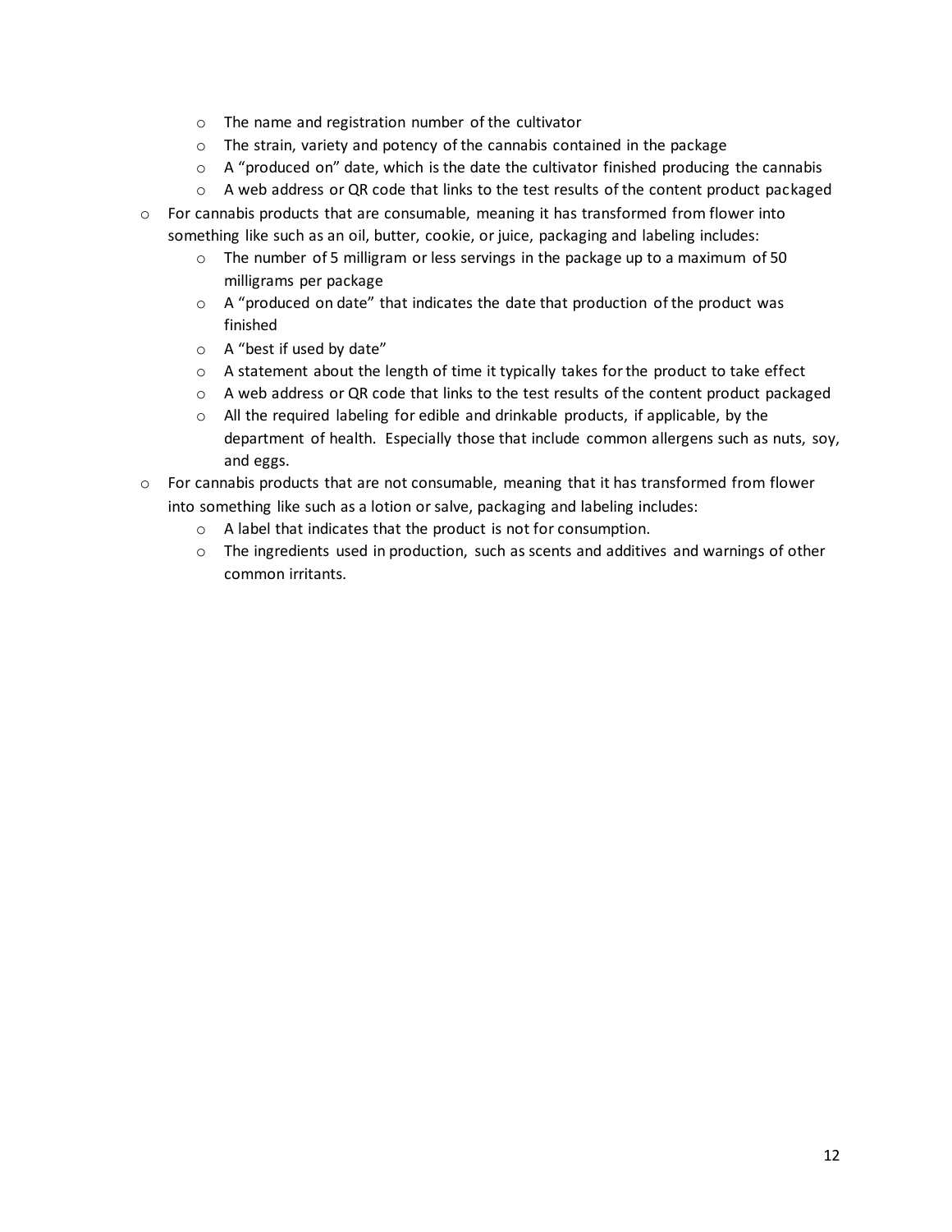- The name and registration number of the cultivator
  - The strain, variety and potency of the cannabis contained in the package
  - A "produced on" date, which is the date the cultivator finished producing the cannabis
  - A web address or QR code that links to the test results of the content product packaged
- For cannabis products that are consumable, meaning it has transformed from flower into something like such as an oil, butter, cookie, or juice, packaging and labeling includes:
  - The number of 5 milligram or less servings in the package up to a maximum of 50 milligrams per package
  - A "produced on date" that indicates the date that production of the product was finished
  - A "best if used by date"
  - A statement about the length of time it typically takes for the product to take effect
  - A web address or QR code that links to the test results of the content product packaged
  - All the required labeling for edible and drinkable products, if applicable, by the department of health. Especially those that include common allergens such as nuts, soy, and eggs.
- For cannabis products that are not consumable, meaning that it has transformed from flower into something like such as a lotion or salve, packaging and labeling includes:
  - A label that indicates that the product is not for consumption.
  - The ingredients used in production, such as scents and additives and warnings of other common irritants.